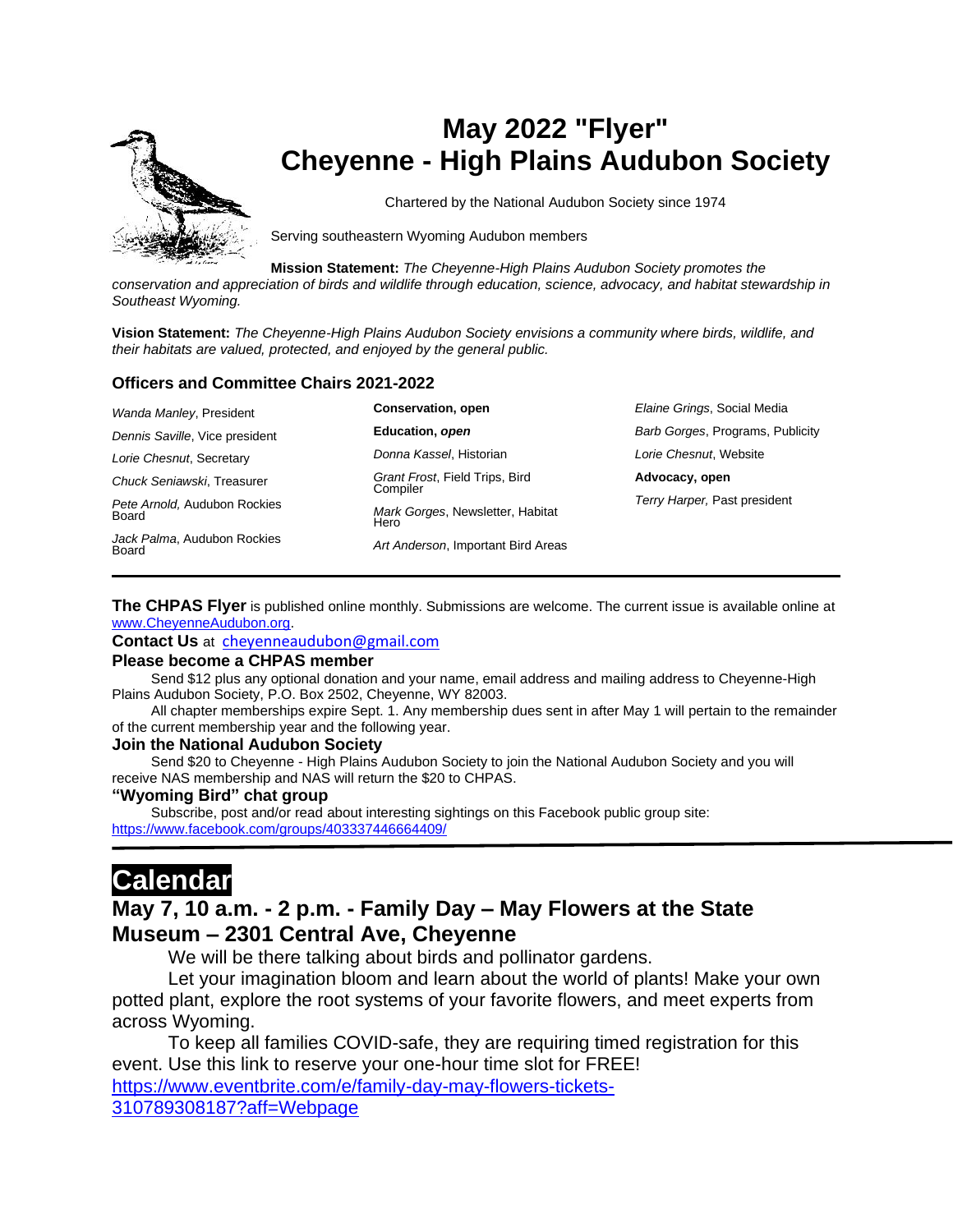# May 2022 "Flyer"
# Cheyenne - High Plains Audubon Society

Chartered by the National Audubon Society since 1974

Serving southeastern Wyoming Audubon members

**Mission Statement:** *The Cheyenne-High Plains Audubon Society promotes the conservation and appreciation of birds and wildlife through education, science, advocacy, and habitat stewardship in Southeast Wyoming.*

**Vision Statement:** *The Cheyenne-High Plains Audubon Society envisions a community where birds, wildlife, and their habitats are valued, protected, and enjoyed by the general public.*

### Officers and Committee Chairs 2021-2022

*Wanda Manley*, President
*Dennis Saville*, Vice president
*Lorie Chesnut*, Secretary
*Chuck Seniawski*, Treasurer
*Pete Arnold,* Audubon Rockies Board
*Jack Palma*, Audubon Rockies Board
**Conservation, open**
**Education, *open***
*Donna Kassel*, Historian
*Grant Frost*, Field Trips, Bird Compiler
*Mark Gorges*, Newsletter, Habitat Hero
*Art Anderson*, Important Bird Areas
*Elaine Grings*, Social Media
*Barb Gorges*, Programs, Publicity
*Lorie Chesnut*, Website
**Advocacy, open**
*Terry Harper,* Past president

---

**The CHPAS Flyer** is published online monthly. Submissions are welcome. The current issue is available online at www.CheyenneAudubon.org.

**Contact Us** at cheyenneaudubon@gmail.com

**Please become a CHPAS member**

Send $12 plus any optional donation and your name, email address and mailing address to Cheyenne-High Plains Audubon Society, P.O. Box 2502, Cheyenne, WY 82003.

All chapter memberships expire Sept. 1. Any membership dues sent in after May 1 will pertain to the remainder of the current membership year and the following year.

**Join the National Audubon Society**

Send $20 to Cheyenne - High Plains Audubon Society to join the National Audubon Society and you will receive NAS membership and NAS will return the $20 to CHPAS.

**"Wyoming Bird" chat group**

Subscribe, post and/or read about interesting sightings on this Facebook public group site: https://www.facebook.com/groups/403337446664409/

---

# Calendar

## May 7, 10 a.m. - 2 p.m. - Family Day – May Flowers at the State Museum – 2301 Central Ave, Cheyenne

We will be there talking about birds and pollinator gardens.

Let your imagination bloom and learn about the world of plants! Make your own potted plant, explore the root systems of your favorite flowers, and meet experts from across Wyoming.

To keep all families COVID-safe, they are requiring timed registration for this event. Use this link to reserve your one-hour time slot for FREE! https://www.eventbrite.com/e/family-day-may-flowers-tickets-310789308187?aff=Webpage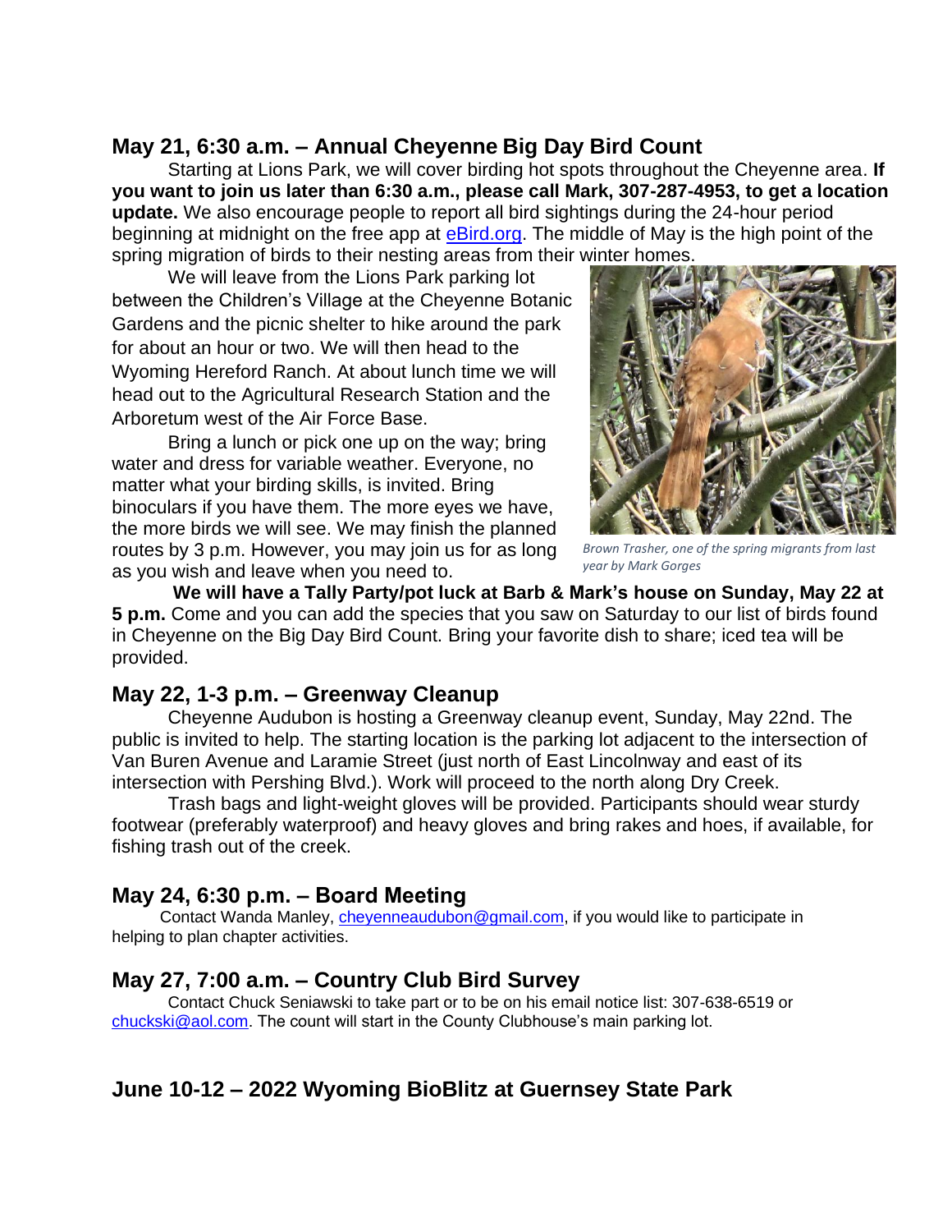## May 21, 6:30 a.m. – Annual Cheyenne Big Day Bird Count

Starting at Lions Park, we will cover birding hot spots throughout the Cheyenne area. **If you want to join us later than 6:30 a.m., please call Mark, 307-287-4953, to get a location update.** We also encourage people to report all bird sightings during the 24-hour period beginning at midnight on the free app at eBird.org. The middle of May is the high point of the spring migration of birds to their nesting areas from their winter homes.

We will leave from the Lions Park parking lot between the Children's Village at the Cheyenne Botanic Gardens and the picnic shelter to hike around the park for about an hour or two. We will then head to the Wyoming Hereford Ranch. At about lunch time we will head out to the Agricultural Research Station and the Arboretum west of the Air Force Base.

Bring a lunch or pick one up on the way; bring water and dress for variable weather. Everyone, no matter what your birding skills, is invited. Bring binoculars if you have them. The more eyes we have, the more birds we will see. We may finish the planned routes by 3 p.m. However, you may join us for as long as you wish and leave when you need to.

*Brown Trasher, one of the spring migrants from last year by Mark Gorges*

**We will have a Tally Party/pot luck at Barb & Mark's house on Sunday, May 22 at 5 p.m.** Come and you can add the species that you saw on Saturday to our list of birds found in Cheyenne on the Big Day Bird Count. Bring your favorite dish to share; iced tea will be provided.

## May 22, 1-3 p.m. – Greenway Cleanup

Cheyenne Audubon is hosting a Greenway cleanup event, Sunday, May 22nd. The public is invited to help. The starting location is the parking lot adjacent to the intersection of Van Buren Avenue and Laramie Street (just north of East Lincolnway and east of its intersection with Pershing Blvd.). Work will proceed to the north along Dry Creek.

Trash bags and light-weight gloves will be provided. Participants should wear sturdy footwear (preferably waterproof) and heavy gloves and bring rakes and hoes, if available, for fishing trash out of the creek.

## May 24, 6:30 p.m. – Board Meeting

Contact Wanda Manley, cheyenneaudubon@gmail.com, if you would like to participate in helping to plan chapter activities.

## May 27, 7:00 a.m. – Country Club Bird Survey

Contact Chuck Seniawski to take part or to be on his email notice list: 307-638-6519 or chuckski@aol.com. The count will start in the County Clubhouse's main parking lot.

## June 10-12 – 2022 Wyoming BioBlitz at Guernsey State Park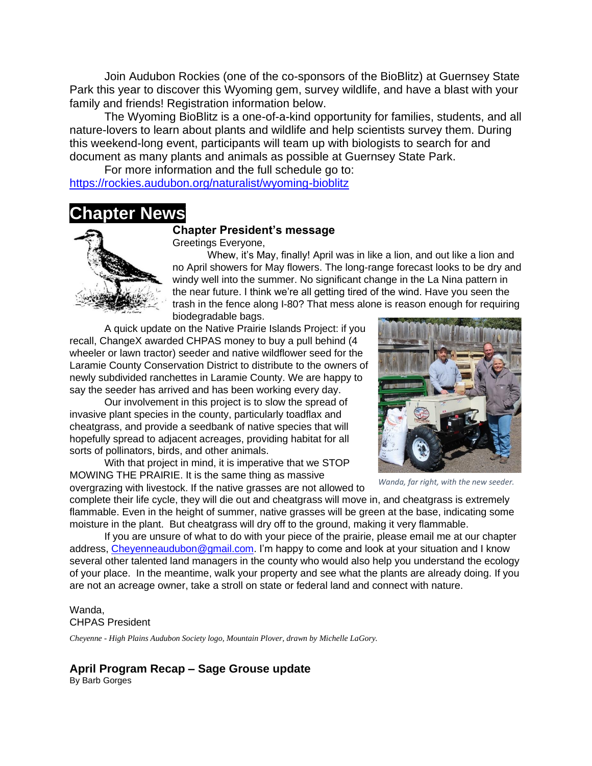Join Audubon Rockies (one of the co-sponsors of the BioBlitz) at Guernsey State Park this year to discover this Wyoming gem, survey wildlife, and have a blast with your family and friends! Registration information below.

The Wyoming BioBlitz is a one-of-a-kind opportunity for families, students, and all nature-lovers to learn about plants and wildlife and help scientists survey them. During this weekend-long event, participants will team up with biologists to search for and document as many plants and animals as possible at Guernsey State Park.

For more information and the full schedule go to: https://rockies.audubon.org/naturalist/wyoming-bioblitz

# Chapter News

### Chapter President's message

Greetings Everyone,

Whew, it's May, finally! April was in like a lion, and out like a lion and no April showers for May flowers. The long-range forecast looks to be dry and windy well into the summer. No significant change in the La Nina pattern in the near future. I think we're all getting tired of the wind. Have you seen the trash in the fence along I-80? That mess alone is reason enough for requiring biodegradable bags.

A quick update on the Native Prairie Islands Project: if you recall, ChangeX awarded CHPAS money to buy a pull behind (4 wheeler or lawn tractor) seeder and native wildflower seed for the Laramie County Conservation District to distribute to the owners of newly subdivided ranchettes in Laramie County. We are happy to say the seeder has arrived and has been working every day.

Our involvement in this project is to slow the spread of invasive plant species in the county, particularly toadflax and cheatgrass, and provide a seedbank of native species that will hopefully spread to adjacent acreages, providing habitat for all sorts of pollinators, birds, and other animals.

With that project in mind, it is imperative that we STOP MOWING THE PRAIRIE. It is the same thing as massive overgrazing with livestock. If the native grasses are not allowed to complete their life cycle, they will die out and cheatgrass will move in, and cheatgrass is extremely flammable. Even in the height of summer, native grasses will be green at the base, indicating some moisture in the plant. But cheatgrass will dry off to the ground, making it very flammable.

*Wanda, far right, with the new seeder.*

If you are unsure of what to do with your piece of the prairie, please email me at our chapter address, Cheyenneaudubon@gmail.com. I'm happy to come and look at your situation and I know several other talented land managers in the county who would also help you understand the ecology of your place. In the meantime, walk your property and see what the plants are already doing. If you are not an acreage owner, take a stroll on state or federal land and connect with nature.

Wanda,
CHPAS President

*Cheyenne - High Plains Audubon Society logo, Mountain Plover, drawn by Michelle LaGory.*

### April Program Recap – Sage Grouse update

By Barb Gorges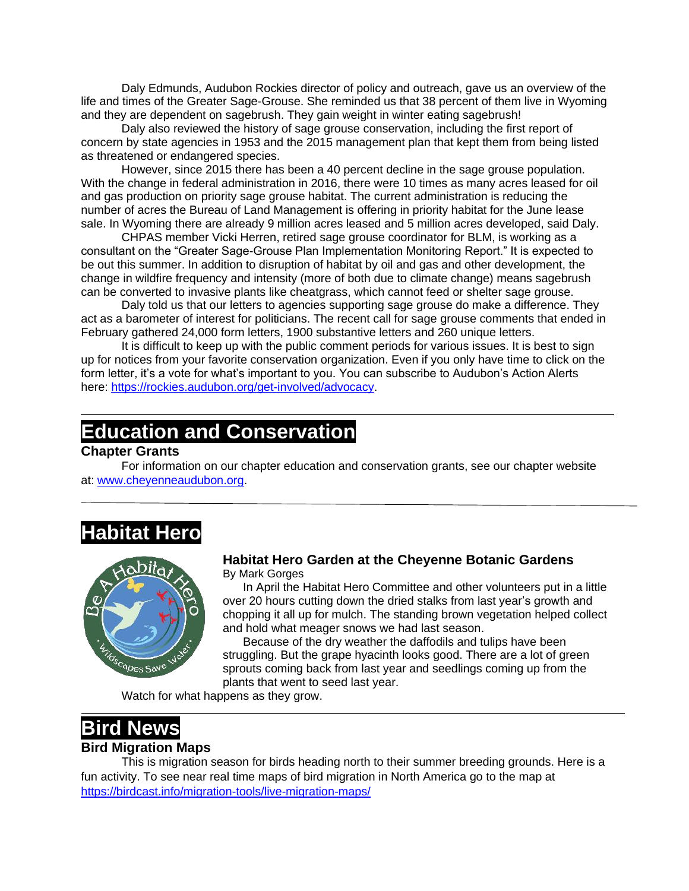Daly Edmunds, Audubon Rockies director of policy and outreach, gave us an overview of the life and times of the Greater Sage-Grouse. She reminded us that 38 percent of them live in Wyoming and they are dependent on sagebrush. They gain weight in winter eating sagebrush!

Daly also reviewed the history of sage grouse conservation, including the first report of concern by state agencies in 1953 and the 2015 management plan that kept them from being listed as threatened or endangered species.

However, since 2015 there has been a 40 percent decline in the sage grouse population. With the change in federal administration in 2016, there were 10 times as many acres leased for oil and gas production on priority sage grouse habitat. The current administration is reducing the number of acres the Bureau of Land Management is offering in priority habitat for the June lease sale. In Wyoming there are already 9 million acres leased and 5 million acres developed, said Daly.

CHPAS member Vicki Herren, retired sage grouse coordinator for BLM, is working as a consultant on the "Greater Sage-Grouse Plan Implementation Monitoring Report." It is expected to be out this summer. In addition to disruption of habitat by oil and gas and other development, the change in wildfire frequency and intensity (more of both due to climate change) means sagebrush can be converted to invasive plants like cheatgrass, which cannot feed or shelter sage grouse.

Daly told us that our letters to agencies supporting sage grouse do make a difference. They act as a barometer of interest for politicians. The recent call for sage grouse comments that ended in February gathered 24,000 form letters, 1900 substantive letters and 260 unique letters.

It is difficult to keep up with the public comment periods for various issues. It is best to sign up for notices from your favorite conservation organization. Even if you only have time to click on the form letter, it's a vote for what's important to you. You can subscribe to Audubon's Action Alerts here: https://rockies.audubon.org/get-involved/advocacy.

---

# Education and Conservation

### Chapter Grants

For information on our chapter education and conservation grants, see our chapter website at: www.cheyenneaudubon.org.

---

# Habitat Hero

### Habitat Hero Garden at the Cheyenne Botanic Gardens

By Mark Gorges

In April the Habitat Hero Committee and other volunteers put in a little over 20 hours cutting down the dried stalks from last year's growth and chopping it all up for mulch. The standing brown vegetation helped collect and hold what meager snows we had last season.

Because of the dry weather the daffodils and tulips have been struggling. But the grape hyacinth looks good. There are a lot of green sprouts coming back from last year and seedlings coming up from the plants that went to seed last year.

Watch for what happens as they grow.

---

# Bird News

### Bird Migration Maps

This is migration season for birds heading north to their summer breeding grounds. Here is a fun activity. To see near real time maps of bird migration in North America go to the map at https://birdcast.info/migration-tools/live-migration-maps/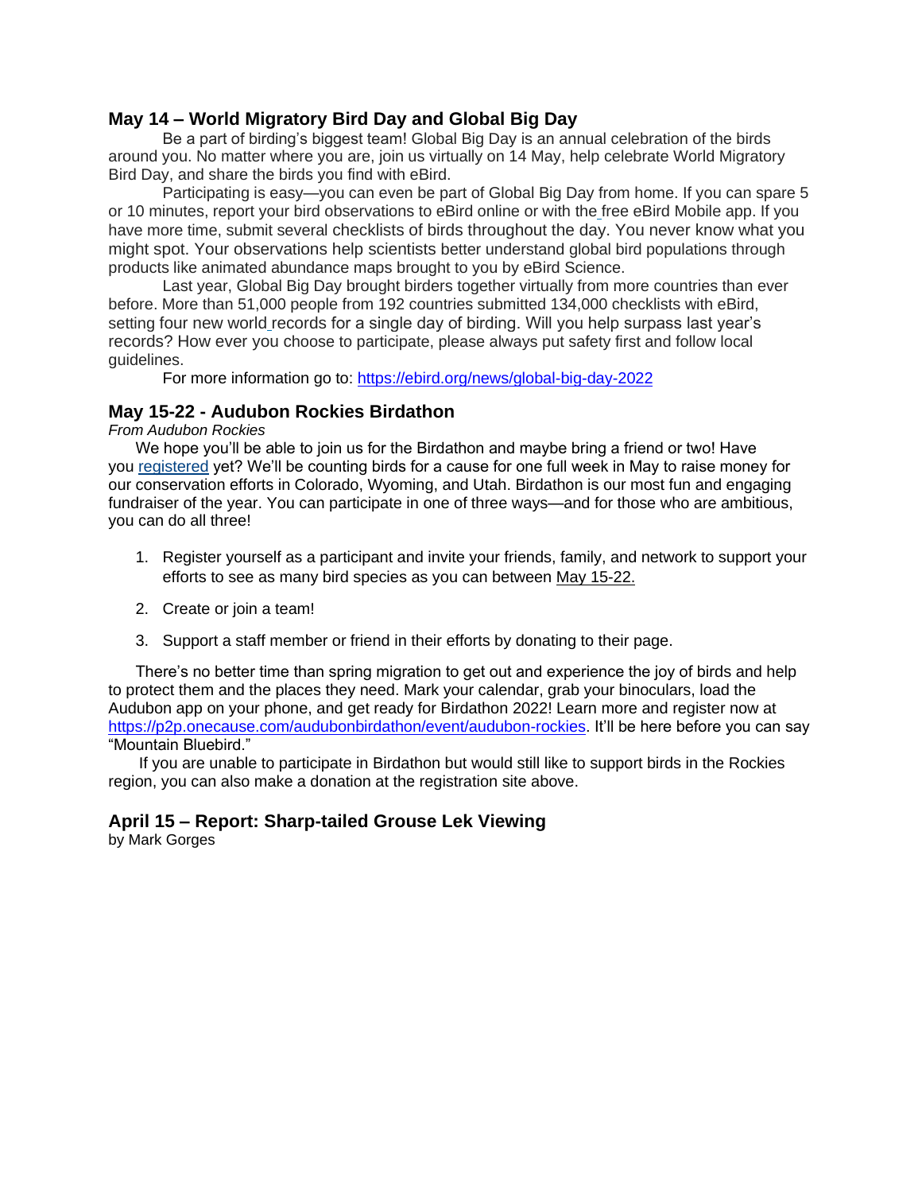## May 14 – World Migratory Bird Day and Global Big Day

Be a part of birding's biggest team! Global Big Day is an annual celebration of the birds around you. No matter where you are, join us virtually on 14 May, help celebrate World Migratory Bird Day, and share the birds you find with eBird.

Participating is easy—you can even be part of Global Big Day from home. If you can spare 5 or 10 minutes, report your bird observations to eBird online or with the free eBird Mobile app. If you have more time, submit several checklists of birds throughout the day. You never know what you might spot. Your observations help scientists better understand global bird populations through products like animated abundance maps brought to you by eBird Science.

Last year, Global Big Day brought birders together virtually from more countries than ever before. More than 51,000 people from 192 countries submitted 134,000 checklists with eBird, setting four new world records for a single day of birding. Will you help surpass last year's records? How ever you choose to participate, please always put safety first and follow local guidelines.

For more information go to: https://ebird.org/news/global-big-day-2022

## May 15-22 - Audubon Rockies Birdathon

*From Audubon Rockies*

We hope you'll be able to join us for the Birdathon and maybe bring a friend or two! Have you registered yet? We'll be counting birds for a cause for one full week in May to raise money for our conservation efforts in Colorado, Wyoming, and Utah. Birdathon is our most fun and engaging fundraiser of the year. You can participate in one of three ways—and for those who are ambitious, you can do all three!

1. Register yourself as a participant and invite your friends, family, and network to support your efforts to see as many bird species as you can between May 15-22.
2. Create or join a team!
3. Support a staff member or friend in their efforts by donating to their page.

There's no better time than spring migration to get out and experience the joy of birds and help to protect them and the places they need. Mark your calendar, grab your binoculars, load the Audubon app on your phone, and get ready for Birdathon 2022! Learn more and register now at https://p2p.onecause.com/audubonbirdathon/event/audubon-rockies. It'll be here before you can say "Mountain Bluebird."

If you are unable to participate in Birdathon but would still like to support birds in the Rockies region, you can also make a donation at the registration site above.

## April 15 – Report: Sharp-tailed Grouse Lek Viewing

by Mark Gorges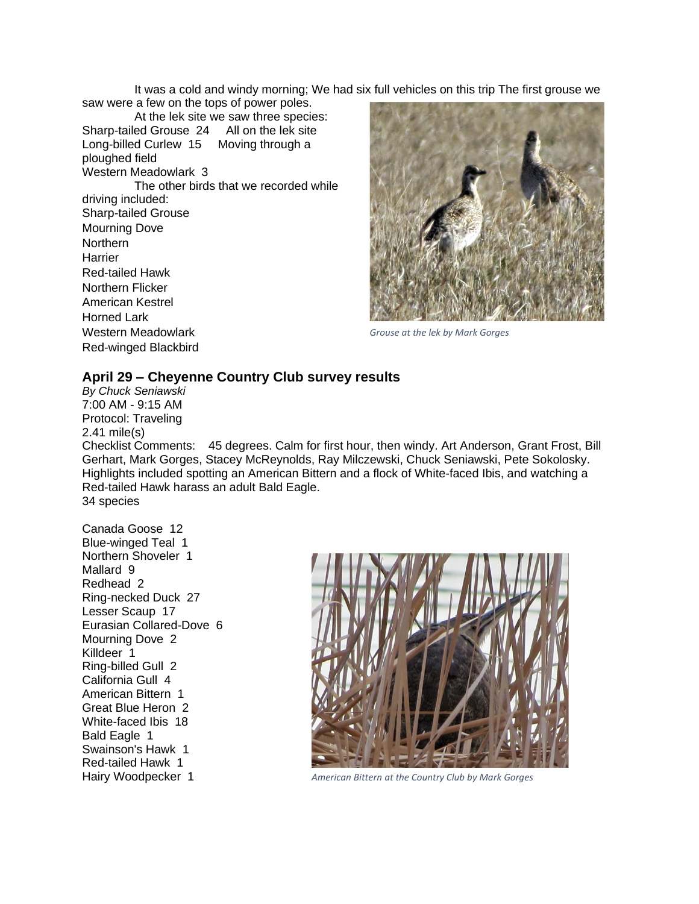It was a cold and windy morning; We had six full vehicles on this trip The first grouse we saw were a few on the tops of power poles.

At the lek site we saw three species:
Sharp-tailed Grouse 24 All on the lek site
Long-billed Curlew 15 Moving through a ploughed field
Western Meadowlark 3

The other birds that we recorded while driving included:
Sharp-tailed Grouse
Mourning Dove
Northern Harrier
Red-tailed Hawk
Northern Flicker
American Kestrel
Horned Lark
Western Meadowlark
Red-winged Blackbird

*Grouse at the lek by Mark Gorges*

## April 29 – Cheyenne Country Club survey results

*By Chuck Seniawski*
7:00 AM - 9:15 AM
Protocol: Traveling
2.41 mile(s)
Checklist Comments: 45 degrees. Calm for first hour, then windy. Art Anderson, Grant Frost, Bill Gerhart, Mark Gorges, Stacey McReynolds, Ray Milczewski, Chuck Seniawski, Pete Sokolosky. Highlights included spotting an American Bittern and a flock of White-faced Ibis, and watching a Red-tailed Hawk harass an adult Bald Eagle.
34 species

Canada Goose 12
Blue-winged Teal 1
Northern Shoveler 1
Mallard 9
Redhead 2
Ring-necked Duck 27
Lesser Scaup 17
Eurasian Collared-Dove 6
Mourning Dove 2
Killdeer 1
Ring-billed Gull 2
California Gull 4
American Bittern 1
Great Blue Heron 2
White-faced Ibis 18
Bald Eagle 1
Swainson's Hawk 1
Red-tailed Hawk 1
Hairy Woodpecker 1

*American Bittern at the Country Club by Mark Gorges*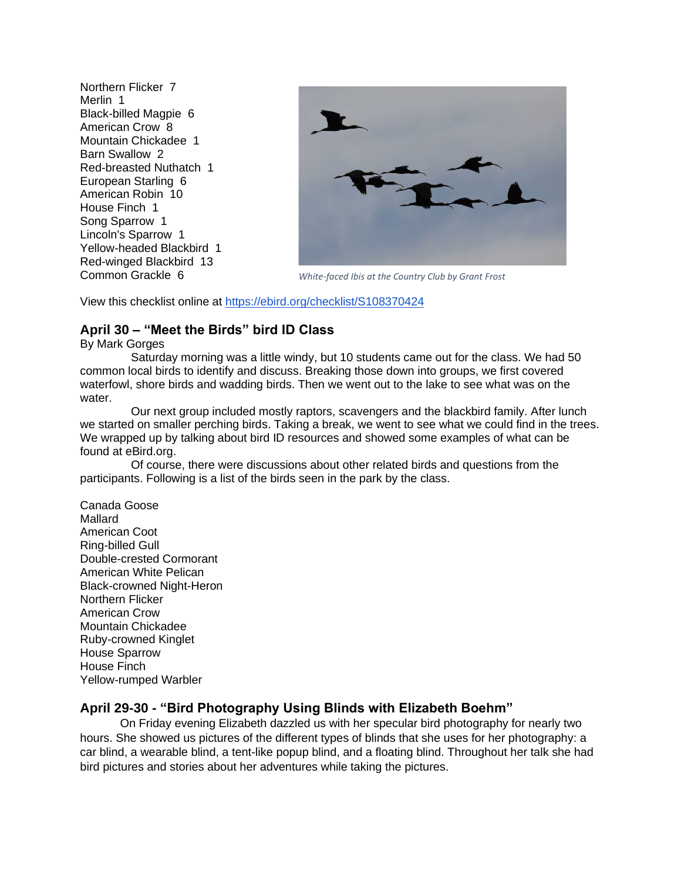Northern Flicker 7
Merlin 1
Black-billed Magpie 6
American Crow 8
Mountain Chickadee 1
Barn Swallow 2
Red-breasted Nuthatch 1
European Starling 6
American Robin 10
House Finch 1
Song Sparrow 1
Lincoln's Sparrow 1
Yellow-headed Blackbird 1
Red-winged Blackbird 13
Common Grackle 6

*White-faced Ibis at the Country Club by Grant Frost*

View this checklist online at https://ebird.org/checklist/S108370424

## April 30 – "Meet the Birds" bird ID Class

By Mark Gorges

Saturday morning was a little windy, but 10 students came out for the class. We had 50 common local birds to identify and discuss. Breaking those down into groups, we first covered waterfowl, shore birds and wadding birds. Then we went out to the lake to see what was on the water.

Our next group included mostly raptors, scavengers and the blackbird family. After lunch we started on smaller perching birds. Taking a break, we went to see what we could find in the trees. We wrapped up by talking about bird ID resources and showed some examples of what can be found at eBird.org.

Of course, there were discussions about other related birds and questions from the participants. Following is a list of the birds seen in the park by the class.

Canada Goose
Mallard
American Coot
Ring-billed Gull
Double-crested Cormorant
American White Pelican
Black-crowned Night-Heron
Northern Flicker
American Crow
Mountain Chickadee
Ruby-crowned Kinglet
House Sparrow
House Finch
Yellow-rumped Warbler

## April 29-30 - "Bird Photography Using Blinds with Elizabeth Boehm"

On Friday evening Elizabeth dazzled us with her specular bird photography for nearly two hours. She showed us pictures of the different types of blinds that she uses for her photography: a car blind, a wearable blind, a tent-like popup blind, and a floating blind. Throughout her talk she had bird pictures and stories about her adventures while taking the pictures.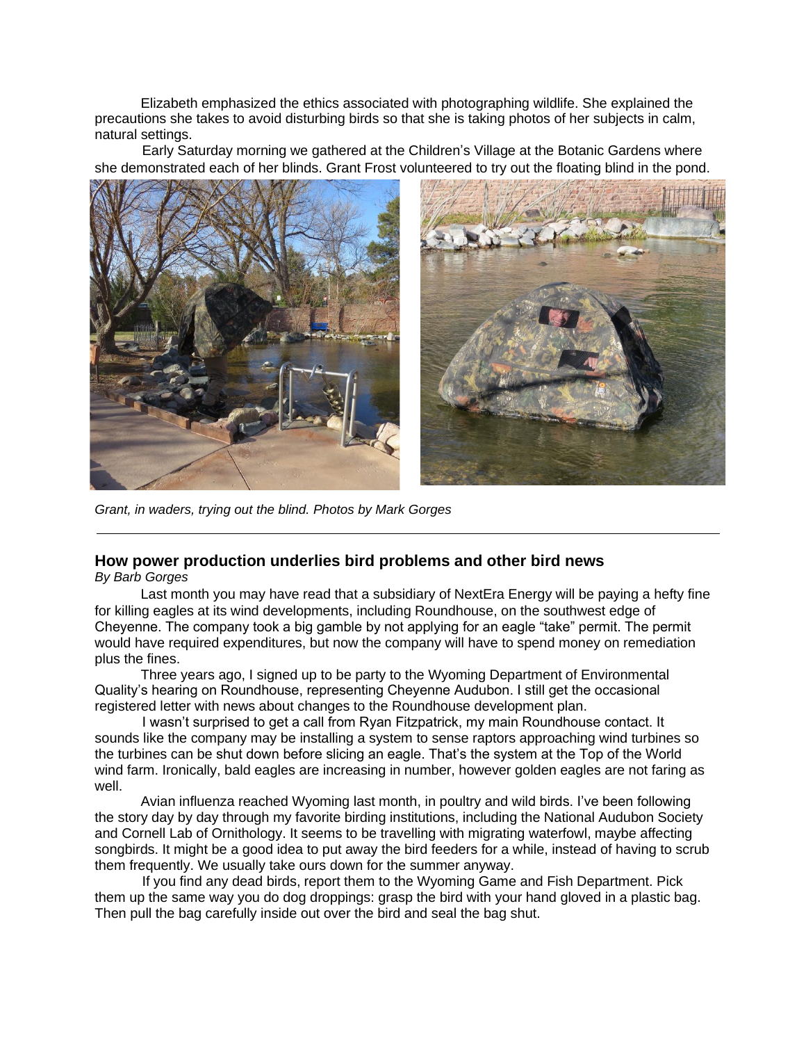Elizabeth emphasized the ethics associated with photographing wildlife. She explained the precautions she takes to avoid disturbing birds so that she is taking photos of her subjects in calm, natural settings.

Early Saturday morning we gathered at the Children's Village at the Botanic Gardens where she demonstrated each of her blinds. Grant Frost volunteered to try out the floating blind in the pond.

*Grant, in waders, trying out the blind. Photos by Mark Gorges*

---

### How power production underlies bird problems and other bird news

*By Barb Gorges*

Last month you may have read that a subsidiary of NextEra Energy will be paying a hefty fine for killing eagles at its wind developments, including Roundhouse, on the southwest edge of Cheyenne. The company took a big gamble by not applying for an eagle "take" permit. The permit would have required expenditures, but now the company will have to spend money on remediation plus the fines.

Three years ago, I signed up to be party to the Wyoming Department of Environmental Quality's hearing on Roundhouse, representing Cheyenne Audubon. I still get the occasional registered letter with news about changes to the Roundhouse development plan.

I wasn't surprised to get a call from Ryan Fitzpatrick, my main Roundhouse contact. It sounds like the company may be installing a system to sense raptors approaching wind turbines so the turbines can be shut down before slicing an eagle. That's the system at the Top of the World wind farm. Ironically, bald eagles are increasing in number, however golden eagles are not faring as well.

Avian influenza reached Wyoming last month, in poultry and wild birds. I've been following the story day by day through my favorite birding institutions, including the National Audubon Society and Cornell Lab of Ornithology. It seems to be travelling with migrating waterfowl, maybe affecting songbirds. It might be a good idea to put away the bird feeders for a while, instead of having to scrub them frequently. We usually take ours down for the summer anyway.

If you find any dead birds, report them to the Wyoming Game and Fish Department. Pick them up the same way you do dog droppings: grasp the bird with your hand gloved in a plastic bag. Then pull the bag carefully inside out over the bird and seal the bag shut.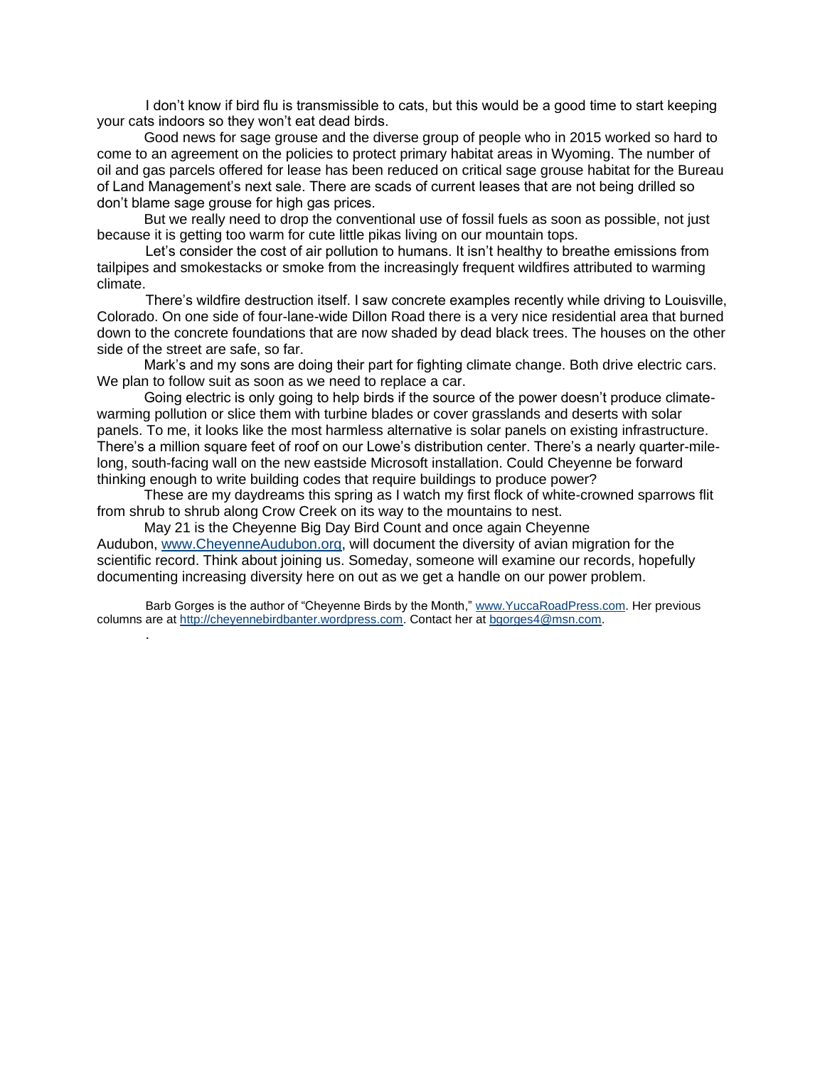I don't know if bird flu is transmissible to cats, but this would be a good time to start keeping your cats indoors so they won't eat dead birds.

Good news for sage grouse and the diverse group of people who in 2015 worked so hard to come to an agreement on the policies to protect primary habitat areas in Wyoming. The number of oil and gas parcels offered for lease has been reduced on critical sage grouse habitat for the Bureau of Land Management's next sale. There are scads of current leases that are not being drilled so don't blame sage grouse for high gas prices.

But we really need to drop the conventional use of fossil fuels as soon as possible, not just because it is getting too warm for cute little pikas living on our mountain tops.

Let's consider the cost of air pollution to humans. It isn't healthy to breathe emissions from tailpipes and smokestacks or smoke from the increasingly frequent wildfires attributed to warming climate.

There's wildfire destruction itself. I saw concrete examples recently while driving to Louisville, Colorado. On one side of four-lane-wide Dillon Road there is a very nice residential area that burned down to the concrete foundations that are now shaded by dead black trees. The houses on the other side of the street are safe, so far.

Mark's and my sons are doing their part for fighting climate change. Both drive electric cars. We plan to follow suit as soon as we need to replace a car.

Going electric is only going to help birds if the source of the power doesn't produce climate-warming pollution or slice them with turbine blades or cover grasslands and deserts with solar panels. To me, it looks like the most harmless alternative is solar panels on existing infrastructure. There's a million square feet of roof on our Lowe's distribution center. There's a nearly quarter-mile-long, south-facing wall on the new eastside Microsoft installation. Could Cheyenne be forward thinking enough to write building codes that require buildings to produce power?

These are my daydreams this spring as I watch my first flock of white-crowned sparrows flit from shrub to shrub along Crow Creek on its way to the mountains to nest.

May 21 is the Cheyenne Big Day Bird Count and once again Cheyenne Audubon, www.CheyenneAudubon.org, will document the diversity of avian migration for the scientific record. Think about joining us. Someday, someone will examine our records, hopefully documenting increasing diversity here on out as we get a handle on our power problem.

Barb Gorges is the author of "Cheyenne Birds by the Month," www.YuccaRoadPress.com. Her previous columns are at http://cheyennebirdbanter.wordpress.com. Contact her at bgorges4@msn.com.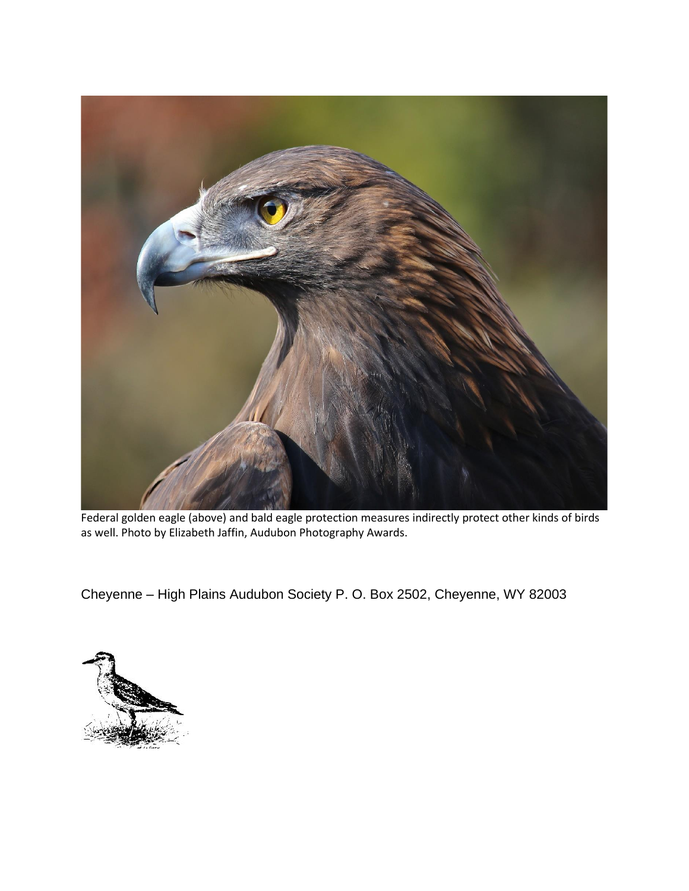Federal golden eagle (above) and bald eagle protection measures indirectly protect other kinds of birds as well. Photo by Elizabeth Jaffin, Audubon Photography Awards.

Cheyenne – High Plains Audubon Society P. O. Box 2502, Cheyenne, WY 82003